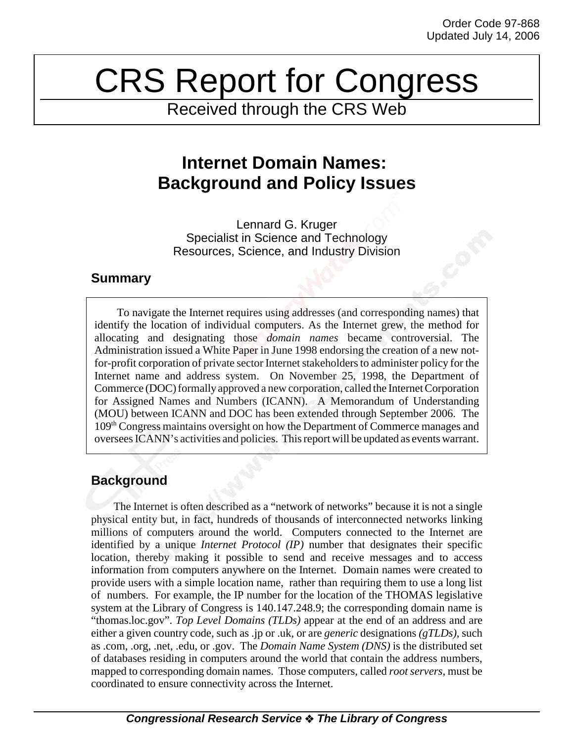Order Code 97-868
Updated July 14, 2006

# CRS Report for Congress

Received through the CRS Web

## Internet Domain Names: Background and Policy Issues

Lennard G. Kruger
Specialist in Science and Technology
Resources, Science, and Industry Division

### Summary

To navigate the Internet requires using addresses (and corresponding names) that identify the location of individual computers. As the Internet grew, the method for allocating and designating those *domain names* became controversial. The Administration issued a White Paper in June 1998 endorsing the creation of a new not-for-profit corporation of private sector Internet stakeholders to administer policy for the Internet name and address system. On November 25, 1998, the Department of Commerce (DOC) formally approved a new corporation, called the Internet Corporation for Assigned Names and Numbers (ICANN). A Memorandum of Understanding (MOU) between ICANN and DOC has been extended through September 2006. The 109th Congress maintains oversight on how the Department of Commerce manages and oversees ICANN's activities and policies. This report will be updated as events warrant.

### Background

The Internet is often described as a "network of networks" because it is not a single physical entity but, in fact, hundreds of thousands of interconnected networks linking millions of computers around the world. Computers connected to the Internet are identified by a unique *Internet Protocol (IP)* number that designates their specific location, thereby making it possible to send and receive messages and to access information from computers anywhere on the Internet. Domain names were created to provide users with a simple location name, rather than requiring them to use a long list of numbers. For example, the IP number for the location of the THOMAS legislative system at the Library of Congress is 140.147.248.9; the corresponding domain name is "thomas.loc.gov". *Top Level Domains (TLDs)* appear at the end of an address and are either a given country code, such as .jp or .uk, or are *generic* designations *(gTLDs)*, such as .com, .org, .net, .edu, or .gov. The *Domain Name System (DNS)* is the distributed set of databases residing in computers around the world that contain the address numbers, mapped to corresponding domain names. Those computers, called *root servers*, must be coordinated to ensure connectivity across the Internet.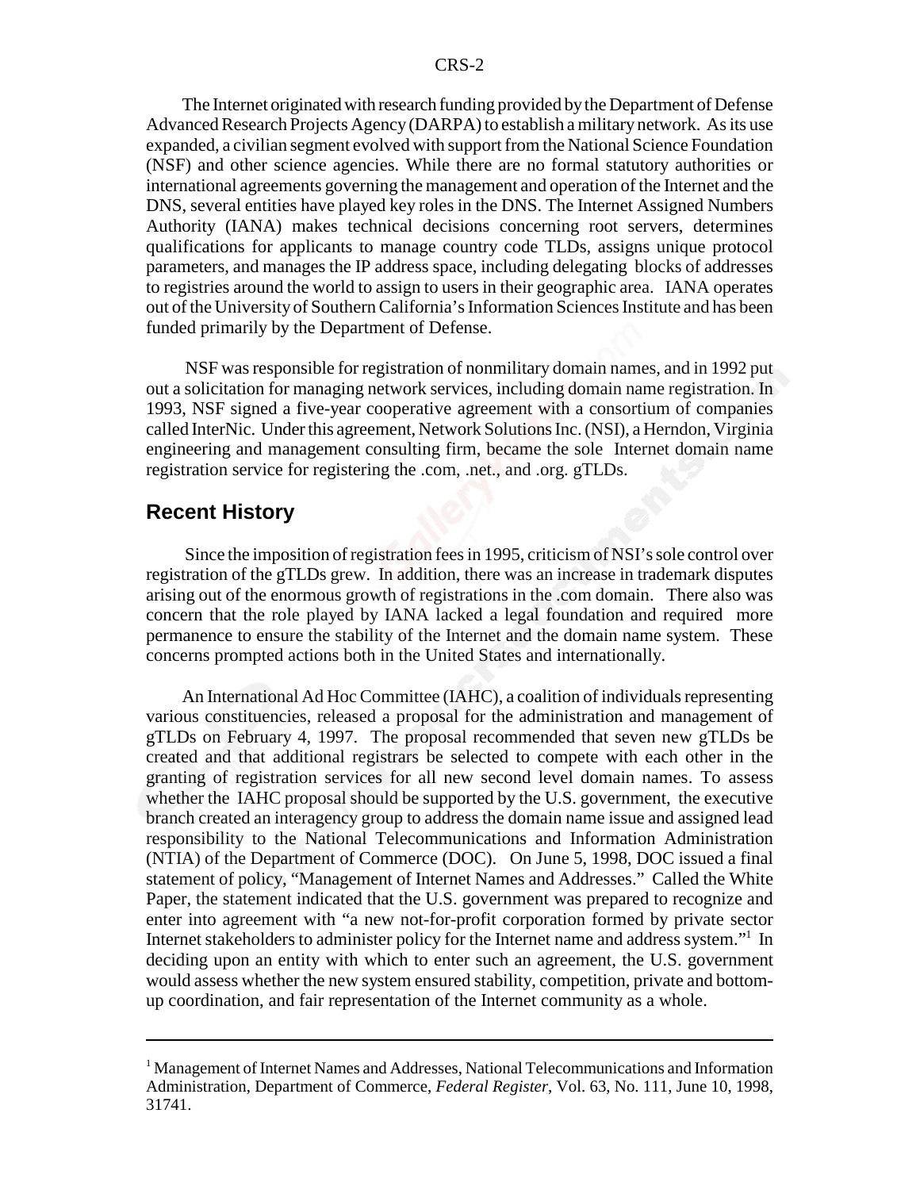The Internet originated with research funding provided by the Department of Defense Advanced Research Projects Agency (DARPA) to establish a military network. As its use expanded, a civilian segment evolved with support from the National Science Foundation (NSF) and other science agencies. While there are no formal statutory authorities or international agreements governing the management and operation of the Internet and the DNS, several entities have played key roles in the DNS. The Internet Assigned Numbers Authority (IANA) makes technical decisions concerning root servers, determines qualifications for applicants to manage country code TLDs, assigns unique protocol parameters, and manages the IP address space, including delegating blocks of addresses to registries around the world to assign to users in their geographic area. IANA operates out of the University of Southern California's Information Sciences Institute and has been funded primarily by the Department of Defense.

NSF was responsible for registration of nonmilitary domain names, and in 1992 put out a solicitation for managing network services, including domain name registration. In 1993, NSF signed a five-year cooperative agreement with a consortium of companies called InterNic. Under this agreement, Network Solutions Inc. (NSI), a Herndon, Virginia engineering and management consulting firm, became the sole Internet domain name registration service for registering the .com, .net., and .org. gTLDs.

## Recent History

Since the imposition of registration fees in 1995, criticism of NSI's sole control over registration of the gTLDs grew. In addition, there was an increase in trademark disputes arising out of the enormous growth of registrations in the .com domain. There also was concern that the role played by IANA lacked a legal foundation and required more permanence to ensure the stability of the Internet and the domain name system. These concerns prompted actions both in the United States and internationally.

An International Ad Hoc Committee (IAHC), a coalition of individuals representing various constituencies, released a proposal for the administration and management of gTLDs on February 4, 1997. The proposal recommended that seven new gTLDs be created and that additional registrars be selected to compete with each other in the granting of registration services for all new second level domain names. To assess whether the IAHC proposal should be supported by the U.S. government, the executive branch created an interagency group to address the domain name issue and assigned lead responsibility to the National Telecommunications and Information Administration (NTIA) of the Department of Commerce (DOC). On June 5, 1998, DOC issued a final statement of policy, "Management of Internet Names and Addresses." Called the White Paper, the statement indicated that the U.S. government was prepared to recognize and enter into agreement with "a new not-for-profit corporation formed by private sector Internet stakeholders to administer policy for the Internet name and address system."[1] In deciding upon an entity with which to enter such an agreement, the U.S. government would assess whether the new system ensured stability, competition, private and bottom-up coordination, and fair representation of the Internet community as a whole.

---

[1] Management of Internet Names and Addresses, National Telecommunications and Information Administration, Department of Commerce, *Federal Register*, Vol. 63, No. 111, June 10, 1998, 31741.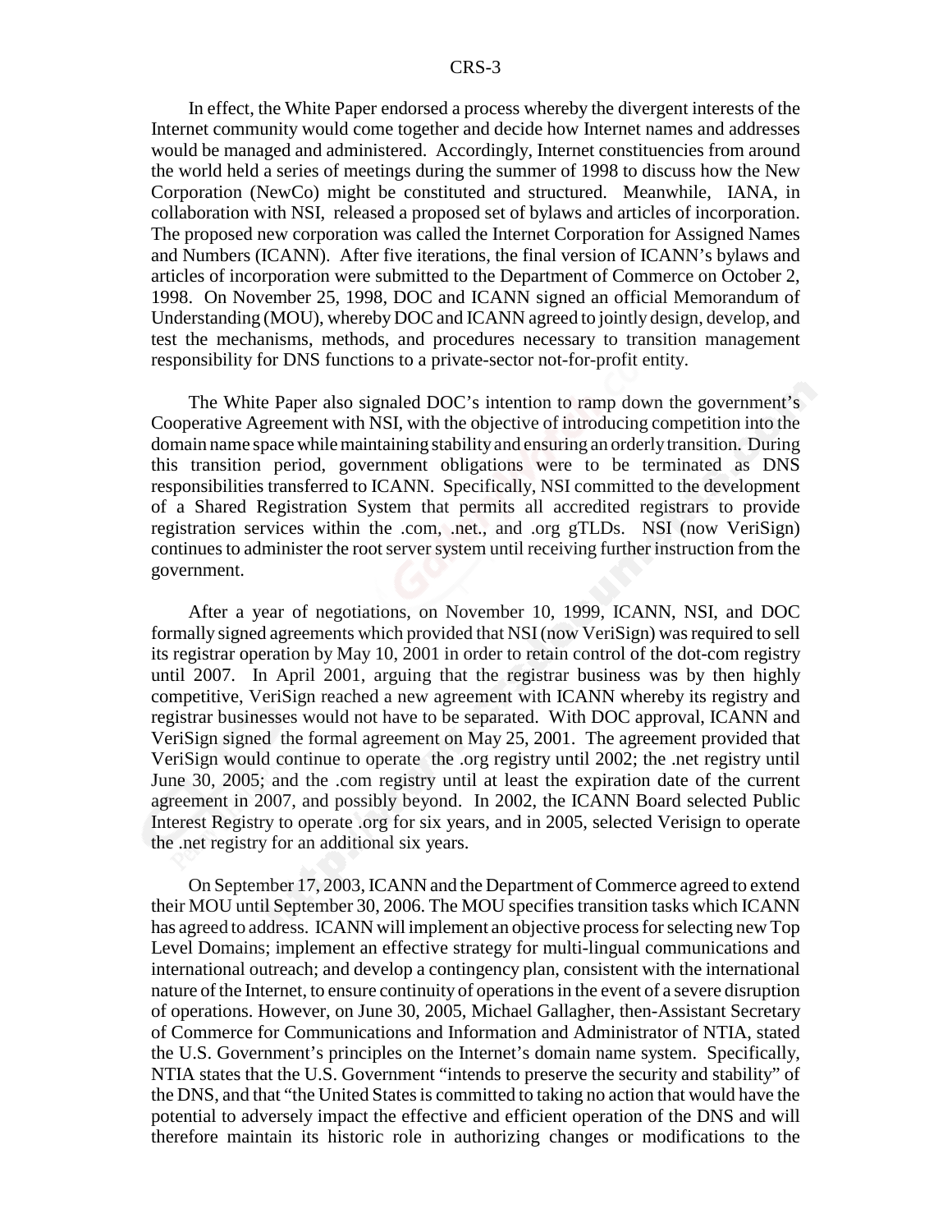In effect, the White Paper endorsed a process whereby the divergent interests of the Internet community would come together and decide how Internet names and addresses would be managed and administered. Accordingly, Internet constituencies from around the world held a series of meetings during the summer of 1998 to discuss how the New Corporation (NewCo) might be constituted and structured. Meanwhile, IANA, in collaboration with NSI, released a proposed set of bylaws and articles of incorporation. The proposed new corporation was called the Internet Corporation for Assigned Names and Numbers (ICANN). After five iterations, the final version of ICANN's bylaws and articles of incorporation were submitted to the Department of Commerce on October 2, 1998. On November 25, 1998, DOC and ICANN signed an official Memorandum of Understanding (MOU), whereby DOC and ICANN agreed to jointly design, develop, and test the mechanisms, methods, and procedures necessary to transition management responsibility for DNS functions to a private-sector not-for-profit entity.

The White Paper also signaled DOC's intention to ramp down the government's Cooperative Agreement with NSI, with the objective of introducing competition into the domain name space while maintaining stability and ensuring an orderly transition. During this transition period, government obligations were to be terminated as DNS responsibilities transferred to ICANN. Specifically, NSI committed to the development of a Shared Registration System that permits all accredited registrars to provide registration services within the .com, .net., and .org gTLDs. NSI (now VeriSign) continues to administer the root server system until receiving further instruction from the government.

After a year of negotiations, on November 10, 1999, ICANN, NSI, and DOC formally signed agreements which provided that NSI (now VeriSign) was required to sell its registrar operation by May 10, 2001 in order to retain control of the dot-com registry until 2007. In April 2001, arguing that the registrar business was by then highly competitive, VeriSign reached a new agreement with ICANN whereby its registry and registrar businesses would not have to be separated. With DOC approval, ICANN and VeriSign signed the formal agreement on May 25, 2001. The agreement provided that VeriSign would continue to operate the .org registry until 2002; the .net registry until June 30, 2005; and the .com registry until at least the expiration date of the current agreement in 2007, and possibly beyond. In 2002, the ICANN Board selected Public Interest Registry to operate .org for six years, and in 2005, selected Verisign to operate the .net registry for an additional six years.

On September 17, 2003, ICANN and the Department of Commerce agreed to extend their MOU until September 30, 2006. The MOU specifies transition tasks which ICANN has agreed to address. ICANN will implement an objective process for selecting new Top Level Domains; implement an effective strategy for multi-lingual communications and international outreach; and develop a contingency plan, consistent with the international nature of the Internet, to ensure continuity of operations in the event of a severe disruption of operations. However, on June 30, 2005, Michael Gallagher, then-Assistant Secretary of Commerce for Communications and Information and Administrator of NTIA, stated the U.S. Government's principles on the Internet's domain name system. Specifically, NTIA states that the U.S. Government "intends to preserve the security and stability" of the DNS, and that "the United States is committed to taking no action that would have the potential to adversely impact the effective and efficient operation of the DNS and will therefore maintain its historic role in authorizing changes or modifications to the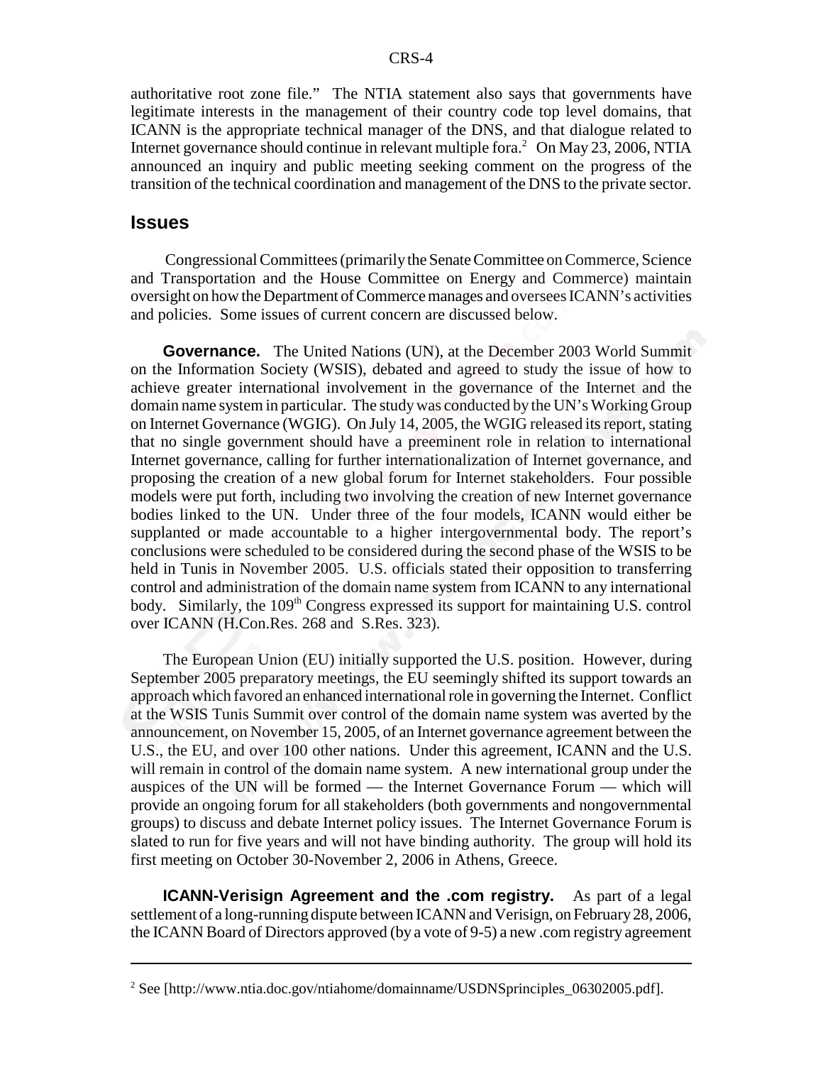authoritative root zone file." The NTIA statement also says that governments have legitimate interests in the management of their country code top level domains, that ICANN is the appropriate technical manager of the DNS, and that dialogue related to Internet governance should continue in relevant multiple fora.[2] On May 23, 2006, NTIA announced an inquiry and public meeting seeking comment on the progress of the transition of the technical coordination and management of the DNS to the private sector.

## Issues

Congressional Committees (primarily the Senate Committee on Commerce, Science and Transportation and the House Committee on Energy and Commerce) maintain oversight on how the Department of Commerce manages and oversees ICANN's activities and policies. Some issues of current concern are discussed below.

**Governance.** The United Nations (UN), at the December 2003 World Summit on the Information Society (WSIS), debated and agreed to study the issue of how to achieve greater international involvement in the governance of the Internet and the domain name system in particular. The study was conducted by the UN's Working Group on Internet Governance (WGIG). On July 14, 2005, the WGIG released its report, stating that no single government should have a preeminent role in relation to international Internet governance, calling for further internationalization of Internet governance, and proposing the creation of a new global forum for Internet stakeholders. Four possible models were put forth, including two involving the creation of new Internet governance bodies linked to the UN. Under three of the four models, ICANN would either be supplanted or made accountable to a higher intergovernmental body. The report's conclusions were scheduled to be considered during the second phase of the WSIS to be held in Tunis in November 2005. U.S. officials stated their opposition to transferring control and administration of the domain name system from ICANN to any international body. Similarly, the 109th Congress expressed its support for maintaining U.S. control over ICANN (H.Con.Res. 268 and S.Res. 323).

The European Union (EU) initially supported the U.S. position. However, during September 2005 preparatory meetings, the EU seemingly shifted its support towards an approach which favored an enhanced international role in governing the Internet. Conflict at the WSIS Tunis Summit over control of the domain name system was averted by the announcement, on November 15, 2005, of an Internet governance agreement between the U.S., the EU, and over 100 other nations. Under this agreement, ICANN and the U.S. will remain in control of the domain name system. A new international group under the auspices of the UN will be formed — the Internet Governance Forum — which will provide an ongoing forum for all stakeholders (both governments and nongovernmental groups) to discuss and debate Internet policy issues. The Internet Governance Forum is slated to run for five years and will not have binding authority. The group will hold its first meeting on October 30-November 2, 2006 in Athens, Greece.

**ICANN-Verisign Agreement and the .com registry.** As part of a legal settlement of a long-running dispute between ICANN and Verisign, on February 28, 2006, the ICANN Board of Directors approved (by a vote of 9-5) a new .com registry agreement

---

[2] See [http://www.ntia.doc.gov/ntiahome/domainname/USDNSprinciples_06302005.pdf].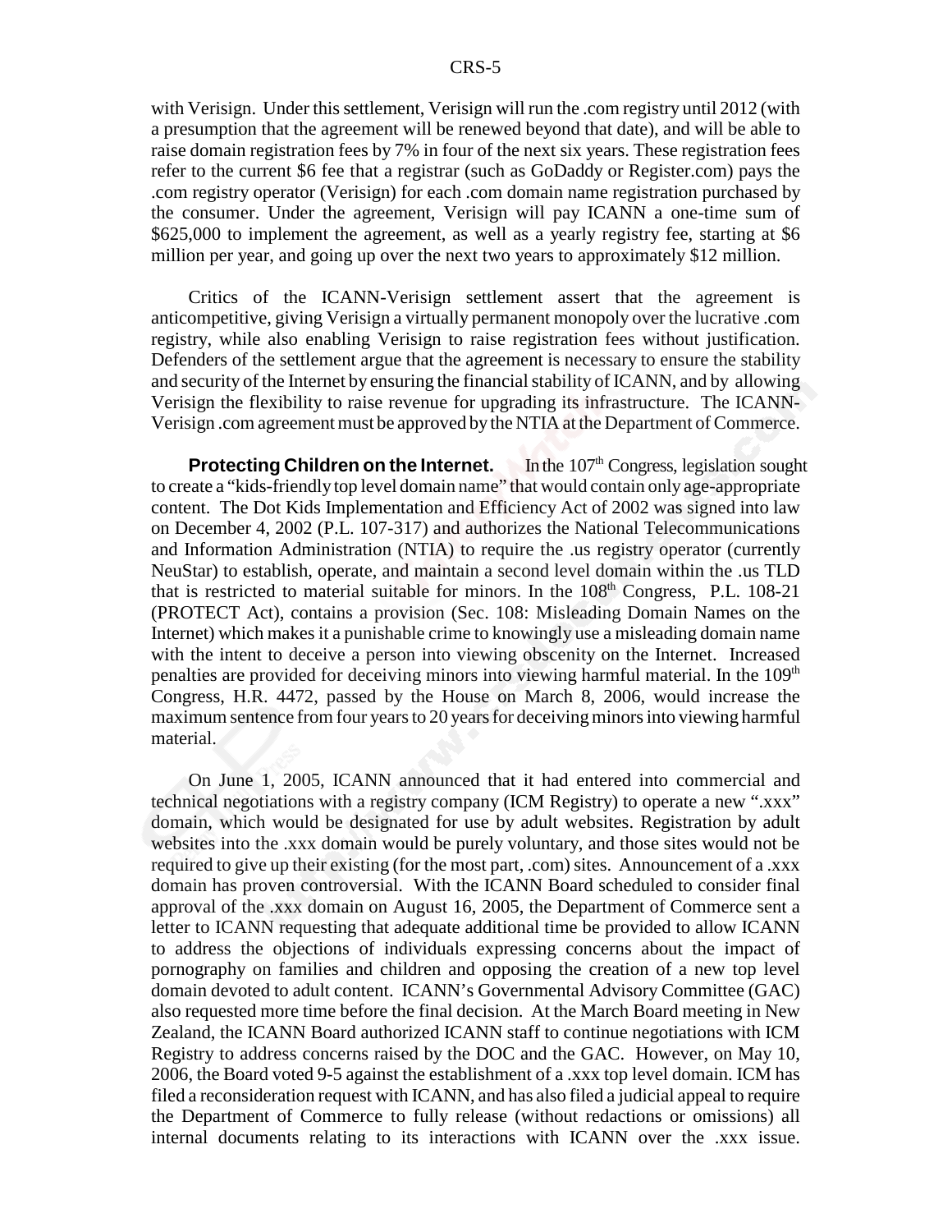with Verisign. Under this settlement, Verisign will run the .com registry until 2012 (with a presumption that the agreement will be renewed beyond that date), and will be able to raise domain registration fees by 7% in four of the next six years. These registration fees refer to the current $6 fee that a registrar (such as GoDaddy or Register.com) pays the .com registry operator (Verisign) for each .com domain name registration purchased by the consumer. Under the agreement, Verisign will pay ICANN a one-time sum of $625,000 to implement the agreement, as well as a yearly registry fee, starting at $6 million per year, and going up over the next two years to approximately $12 million.

Critics of the ICANN-Verisign settlement assert that the agreement is anticompetitive, giving Verisign a virtually permanent monopoly over the lucrative .com registry, while also enabling Verisign to raise registration fees without justification. Defenders of the settlement argue that the agreement is necessary to ensure the stability and security of the Internet by ensuring the financial stability of ICANN, and by allowing Verisign the flexibility to raise revenue for upgrading its infrastructure. The ICANN-Verisign .com agreement must be approved by the NTIA at the Department of Commerce.

**Protecting Children on the Internet.** In the 107th Congress, legislation sought to create a "kids-friendly top level domain name" that would contain only age-appropriate content. The Dot Kids Implementation and Efficiency Act of 2002 was signed into law on December 4, 2002 (P.L. 107-317) and authorizes the National Telecommunications and Information Administration (NTIA) to require the .us registry operator (currently NeuStar) to establish, operate, and maintain a second level domain within the .us TLD that is restricted to material suitable for minors. In the 108th Congress, P.L. 108-21 (PROTECT Act), contains a provision (Sec. 108: Misleading Domain Names on the Internet) which makes it a punishable crime to knowingly use a misleading domain name with the intent to deceive a person into viewing obscenity on the Internet. Increased penalties are provided for deceiving minors into viewing harmful material. In the 109th Congress, H.R. 4472, passed by the House on March 8, 2006, would increase the maximum sentence from four years to 20 years for deceiving minors into viewing harmful material.

On June 1, 2005, ICANN announced that it had entered into commercial and technical negotiations with a registry company (ICM Registry) to operate a new ".xxx" domain, which would be designated for use by adult websites. Registration by adult websites into the .xxx domain would be purely voluntary, and those sites would not be required to give up their existing (for the most part, .com) sites. Announcement of a .xxx domain has proven controversial. With the ICANN Board scheduled to consider final approval of the .xxx domain on August 16, 2005, the Department of Commerce sent a letter to ICANN requesting that adequate additional time be provided to allow ICANN to address the objections of individuals expressing concerns about the impact of pornography on families and children and opposing the creation of a new top level domain devoted to adult content. ICANN's Governmental Advisory Committee (GAC) also requested more time before the final decision. At the March Board meeting in New Zealand, the ICANN Board authorized ICANN staff to continue negotiations with ICM Registry to address concerns raised by the DOC and the GAC. However, on May 10, 2006, the Board voted 9-5 against the establishment of a .xxx top level domain. ICM has filed a reconsideration request with ICANN, and has also filed a judicial appeal to require the Department of Commerce to fully release (without redactions or omissions) all internal documents relating to its interactions with ICANN over the .xxx issue.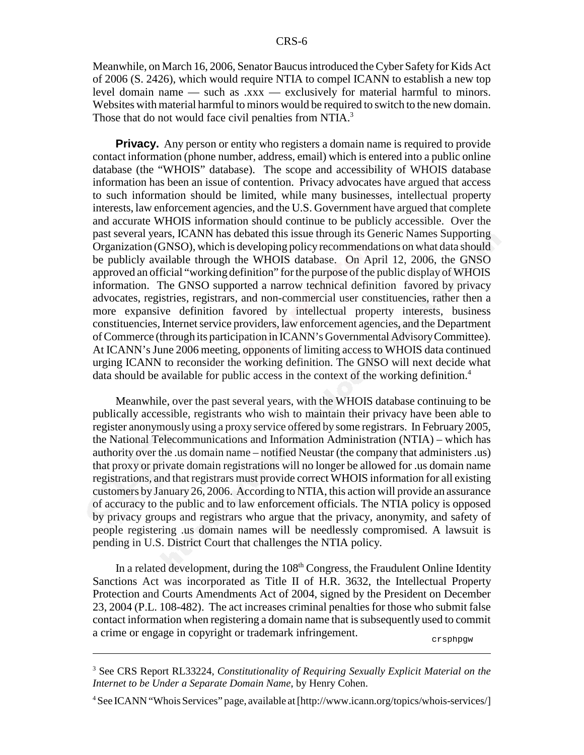Meanwhile, on March 16, 2006, Senator Baucus introduced the Cyber Safety for Kids Act of 2006 (S. 2426), which would require NTIA to compel ICANN to establish a new top level domain name — such as .xxx — exclusively for material harmful to minors. Websites with material harmful to minors would be required to switch to the new domain. Those that do not would face civil penalties from NTIA.[3]

**Privacy.** Any person or entity who registers a domain name is required to provide contact information (phone number, address, email) which is entered into a public online database (the "WHOIS" database). The scope and accessibility of WHOIS database information has been an issue of contention. Privacy advocates have argued that access to such information should be limited, while many businesses, intellectual property interests, law enforcement agencies, and the U.S. Government have argued that complete and accurate WHOIS information should continue to be publicly accessible. Over the past several years, ICANN has debated this issue through its Generic Names Supporting Organization (GNSO), which is developing policy recommendations on what data should be publicly available through the WHOIS database. On April 12, 2006, the GNSO approved an official "working definition" for the purpose of the public display of WHOIS information. The GNSO supported a narrow technical definition favored by privacy advocates, registries, registrars, and non-commercial user constituencies, rather then a more expansive definition favored by intellectual property interests, business constituencies, Internet service providers, law enforcement agencies, and the Department of Commerce (through its participation in ICANN's Governmental Advisory Committee). At ICANN's June 2006 meeting, opponents of limiting access to WHOIS data continued urging ICANN to reconsider the working definition. The GNSO will next decide what data should be available for public access in the context of the working definition.[4]

Meanwhile, over the past several years, with the WHOIS database continuing to be publically accessible, registrants who wish to maintain their privacy have been able to register anonymously using a proxy service offered by some registrars. In February 2005, the National Telecommunications and Information Administration (NTIA) – which has authority over the .us domain name – notified Neustar (the company that administers .us) that proxy or private domain registrations will no longer be allowed for .us domain name registrations, and that registrars must provide correct WHOIS information for all existing customers by January 26, 2006. According to NTIA, this action will provide an assurance of accuracy to the public and to law enforcement officials. The NTIA policy is opposed by privacy groups and registrars who argue that the privacy, anonymity, and safety of people registering .us domain names will be needlessly compromised. A lawsuit is pending in U.S. District Court that challenges the NTIA policy.

In a related development, during the 108th Congress, the Fraudulent Online Identity Sanctions Act was incorporated as Title II of H.R. 3632, the Intellectual Property Protection and Courts Amendments Act of 2004, signed by the President on December 23, 2004 (P.L. 108-482). The act increases criminal penalties for those who submit false contact information when registering a domain name that is subsequently used to commit a crime or engage in copyright or trademark infringement.

---

[3] See CRS Report RL33224, *Constitutionality of Requiring Sexually Explicit Material on the Internet to be Under a Separate Domain Name*, by Henry Cohen.

[4] See ICANN "Whois Services" page, available at [http://www.icann.org/topics/whois-services/]